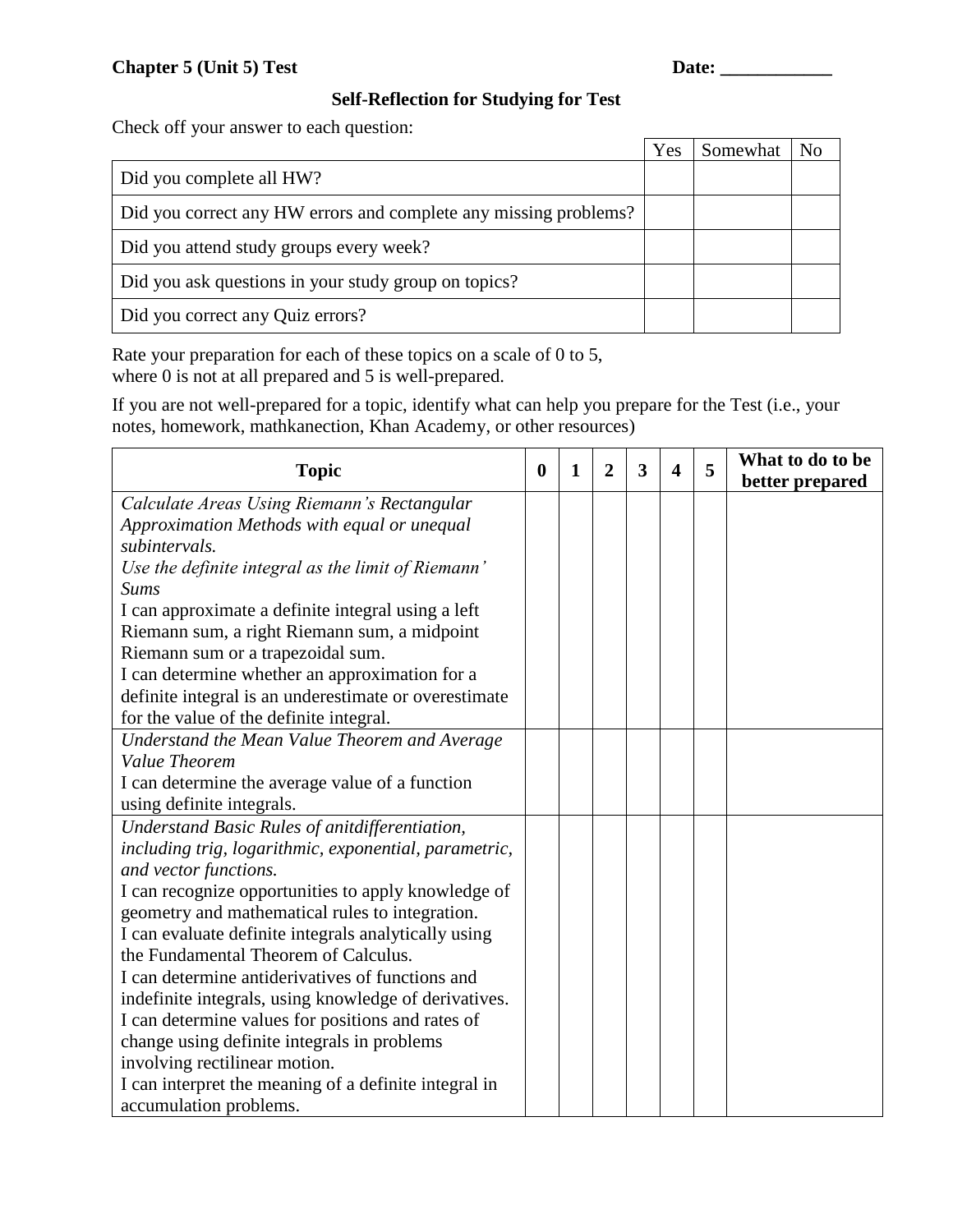**Chapter 5 (Unit 5) Test** **Date: ____________**

### Self-Reflection for Studying for Test

Check off your answer to each question:

| | Yes | Somewhat | No |
|---|---|---|---|
| Did you complete all HW? | | | |
| Did you correct any HW errors and complete any missing problems? | | | |
| Did you attend study groups every week? | | | |
| Did you ask questions in your study group on topics? | | | |
| Did you correct any Quiz errors? | | | |

Rate your preparation for each of these topics on a scale of 0 to 5, where 0 is not at all prepared and 5 is well-prepared.

If you are not well-prepared for a topic, identify what can help you prepare for the Test (i.e., your notes, homework, mathkanection, Khan Academy, or other resources)

| Topic | 0 | 1 | 2 | 3 | 4 | 5 | What to do to be better prepared |
|---|---|---|---|---|---|---|---|
| *Calculate Areas Using Riemann's Rectangular Approximation Methods with equal or unequal subintervals.* *Use the definite integral as the limit of Riemann' Sums* I can approximate a definite integral using a left Riemann sum, a right Riemann sum, a midpoint Riemann sum or a trapezoidal sum. I can determine whether an approximation for a definite integral is an underestimate or overestimate for the value of the definite integral. | | | | | | | |
| *Understand the Mean Value Theorem and Average Value Theorem* I can determine the average value of a function using definite integrals. | | | | | | | |
| *Understand Basic Rules of anitdifferentiation, including trig, logarithmic, exponential, parametric, and vector functions.* I can recognize opportunities to apply knowledge of geometry and mathematical rules to integration. I can evaluate definite integrals analytically using the Fundamental Theorem of Calculus. I can determine antiderivatives of functions and indefinite integrals, using knowledge of derivatives. I can determine values for positions and rates of change using definite integrals in problems involving rectilinear motion. I can interpret the meaning of a definite integral in accumulation problems. | | | | | | | |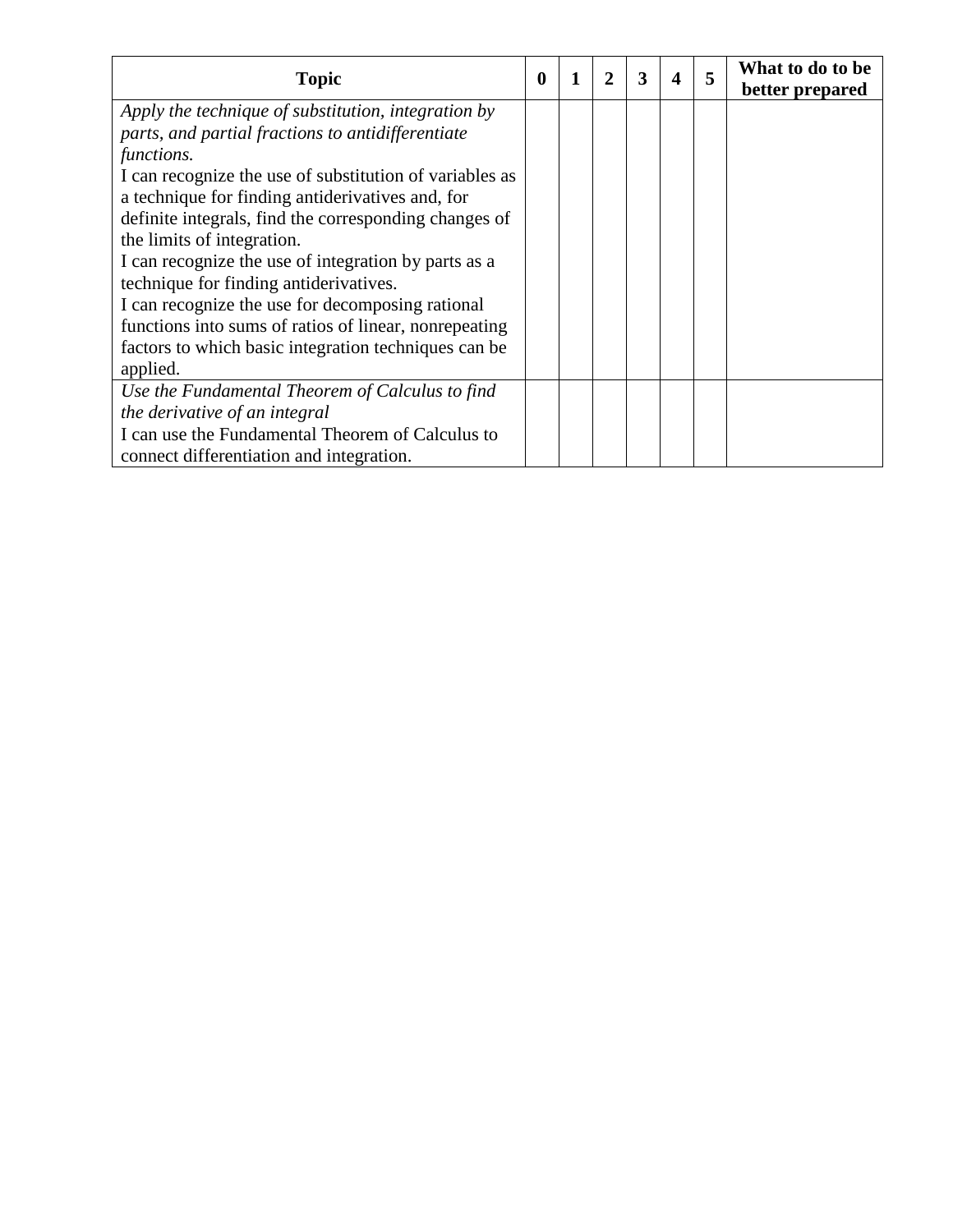| Topic | 0 | 1 | 2 | 3 | 4 | 5 | What to do to be better prepared |
|---|---|---|---|---|---|---|---|
| *Apply the technique of substitution, integration by parts, and partial fractions to antidifferentiate functions.*<br>I can recognize the use of substitution of variables as a technique for finding antiderivatives and, for definite integrals, find the corresponding changes of the limits of integration.<br>I can recognize the use of integration by parts as a technique for finding antiderivatives.<br>I can recognize the use for decomposing rational functions into sums of ratios of linear, nonrepeating factors to which basic integration techniques can be applied. | | | | | | | |
| *Use the Fundamental Theorem of Calculus to find the derivative of an integral*<br>I can use the Fundamental Theorem of Calculus to connect differentiation and integration. | | | | | | | |